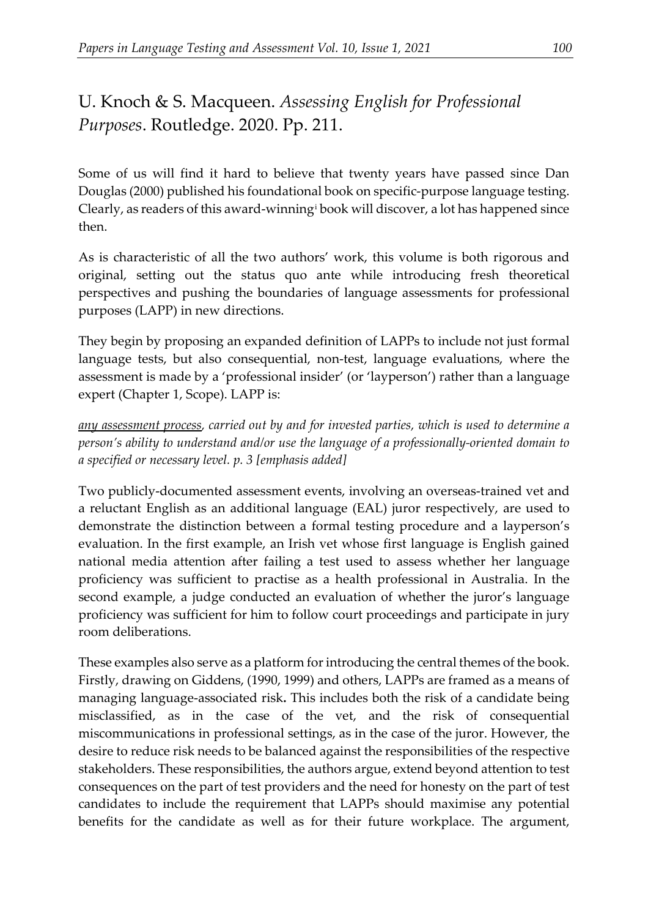# U. Knoch & S. Macqueen. *Assessing English for Professional Purposes*. Routledge. 2020. Pp. 211.

Some of us will find it hard to believe that twenty years have passed since Dan Douglas (2000) published his foundational book on specific-purpose language testing. Clearly, as readers of this award-winning[i] book will discover, a lot has happened since then.

As is characteristic of all the two authors' work, this volume is both rigorous and original, setting out the status quo ante while introducing fresh theoretical perspectives and pushing the boundaries of language assessments for professional purposes (LAPP) in new directions.

They begin by proposing an expanded definition of LAPPs to include not just formal language tests, but also consequential, non-test, language evaluations, where the assessment is made by a 'professional insider' (or 'layperson') rather than a language expert (Chapter 1, Scope). LAPP is:

*<u>any assessment process</u>, carried out by and for invested parties, which is used to determine a person's ability to understand and/or use the language of a professionally-oriented domain to a specified or necessary level. p. 3 [emphasis added]*

Two publicly-documented assessment events, involving an overseas-trained vet and a reluctant English as an additional language (EAL) juror respectively, are used to demonstrate the distinction between a formal testing procedure and a layperson's evaluation. In the first example, an Irish vet whose first language is English gained national media attention after failing a test used to assess whether her language proficiency was sufficient to practise as a health professional in Australia. In the second example, a judge conducted an evaluation of whether the juror's language proficiency was sufficient for him to follow court proceedings and participate in jury room deliberations.

These examples also serve as a platform for introducing the central themes of the book. Firstly, drawing on Giddens, (1990, 1999) and others, LAPPs are framed as a means of managing language-associated risk**.** This includes both the risk of a candidate being misclassified, as in the case of the vet, and the risk of consequential miscommunications in professional settings, as in the case of the juror. However, the desire to reduce risk needs to be balanced against the responsibilities of the respective stakeholders. These responsibilities, the authors argue, extend beyond attention to test consequences on the part of test providers and the need for honesty on the part of test candidates to include the requirement that LAPPs should maximise any potential benefits for the candidate as well as for their future workplace. The argument,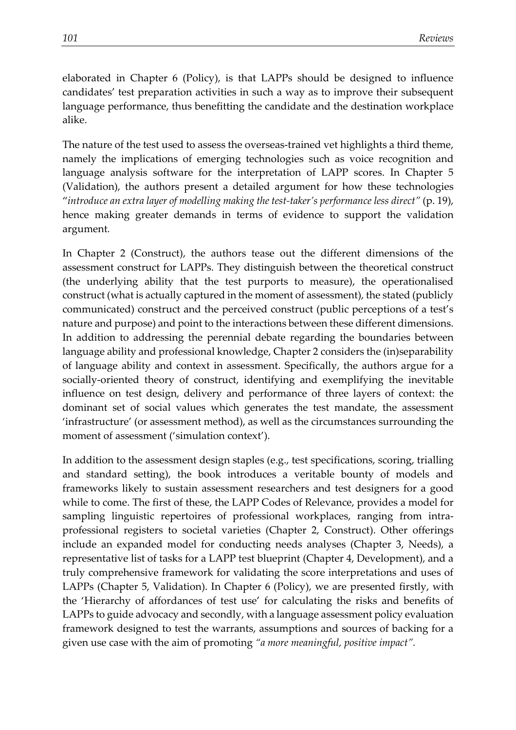elaborated in Chapter 6 (Policy), is that LAPPs should be designed to influence candidates' test preparation activities in such a way as to improve their subsequent language performance, thus benefitting the candidate and the destination workplace alike.

The nature of the test used to assess the overseas-trained vet highlights a third theme, namely the implications of emerging technologies such as voice recognition and language analysis software for the interpretation of LAPP scores. In Chapter 5 (Validation), the authors present a detailed argument for how these technologies "*introduce an extra layer of modelling making the test-taker's performance less direct"* (p. 19), hence making greater demands in terms of evidence to support the validation argument.

In Chapter 2 (Construct), the authors tease out the different dimensions of the assessment construct for LAPPs. They distinguish between the theoretical construct (the underlying ability that the test purports to measure), the operationalised construct (what is actually captured in the moment of assessment), the stated (publicly communicated) construct and the perceived construct (public perceptions of a test's nature and purpose) and point to the interactions between these different dimensions. In addition to addressing the perennial debate regarding the boundaries between language ability and professional knowledge, Chapter 2 considers the (in)separability of language ability and context in assessment. Specifically, the authors argue for a socially-oriented theory of construct, identifying and exemplifying the inevitable influence on test design, delivery and performance of three layers of context: the dominant set of social values which generates the test mandate, the assessment 'infrastructure' (or assessment method), as well as the circumstances surrounding the moment of assessment ('simulation context').

In addition to the assessment design staples (e.g., test specifications, scoring, trialling and standard setting), the book introduces a veritable bounty of models and frameworks likely to sustain assessment researchers and test designers for a good while to come. The first of these, the LAPP Codes of Relevance, provides a model for sampling linguistic repertoires of professional workplaces, ranging from intra-professional registers to societal varieties (Chapter 2, Construct). Other offerings include an expanded model for conducting needs analyses (Chapter 3, Needs), a representative list of tasks for a LAPP test blueprint (Chapter 4, Development), and a truly comprehensive framework for validating the score interpretations and uses of LAPPs (Chapter 5, Validation). In Chapter 6 (Policy), we are presented firstly, with the 'Hierarchy of affordances of test use' for calculating the risks and benefits of LAPPs to guide advocacy and secondly, with a language assessment policy evaluation framework designed to test the warrants, assumptions and sources of backing for a given use case with the aim of promoting *"a more meaningful, positive impact".*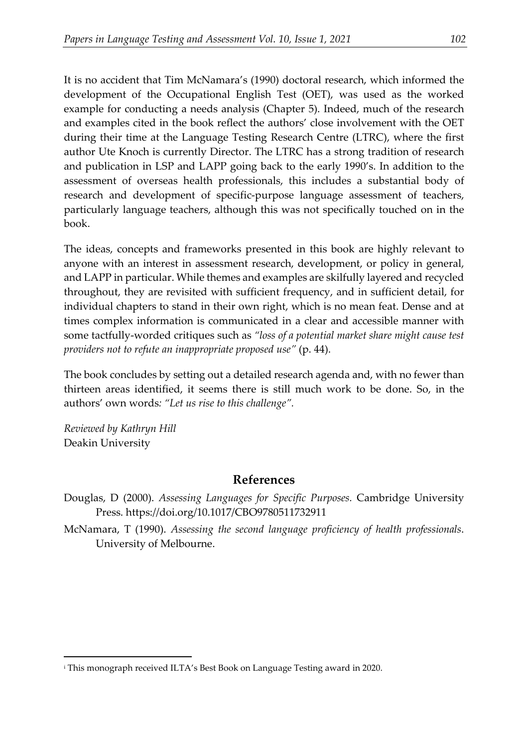It is no accident that Tim McNamara's (1990) doctoral research, which informed the development of the Occupational English Test (OET), was used as the worked example for conducting a needs analysis (Chapter 5). Indeed, much of the research and examples cited in the book reflect the authors' close involvement with the OET during their time at the Language Testing Research Centre (LTRC), where the first author Ute Knoch is currently Director. The LTRC has a strong tradition of research and publication in LSP and LAPP going back to the early 1990's. In addition to the assessment of overseas health professionals, this includes a substantial body of research and development of specific-purpose language assessment of teachers, particularly language teachers, although this was not specifically touched on in the book.

The ideas, concepts and frameworks presented in this book are highly relevant to anyone with an interest in assessment research, development, or policy in general, and LAPP in particular. While themes and examples are skilfully layered and recycled throughout, they are revisited with sufficient frequency, and in sufficient detail, for individual chapters to stand in their own right, which is no mean feat. Dense and at times complex information is communicated in a clear and accessible manner with some tactfully-worded critiques such as *"loss of a potential market share might cause test providers not to refute an inappropriate proposed use"* (p. 44).

The book concludes by setting out a detailed research agenda and, with no fewer than thirteen areas identified, it seems there is still much work to be done. So, in the authors' own words*: "Let us rise to this challenge".*

*Reviewed by Kathryn Hill*
Deakin University

## References

Douglas, D (2000). *Assessing Languages for Specific Purposes.* Cambridge University Press. https://doi.org/10.1017/CBO9780511732911

McNamara, T (1990). *Assessing the second language proficiency of health professionals*. University of Melbourne.

---

[i] This monograph received ILTA's Best Book on Language Testing award in 2020.